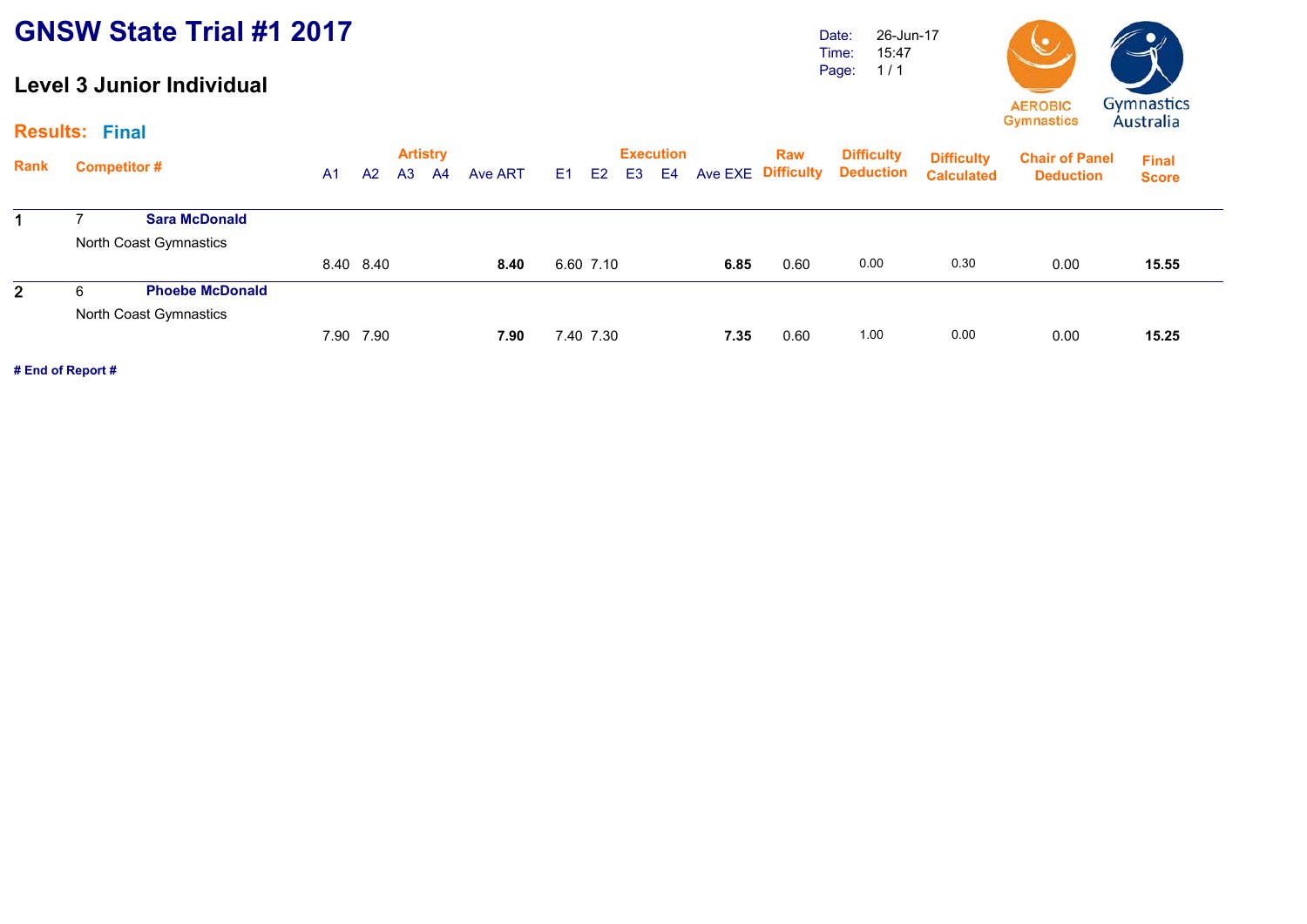# GNSW State Trial #1 2017

## Level 3 Junior Individual

Date: 26-Jun-17
Time: 15:47

**Results: Final**

| Rank | Competitor # | | A1 | A2 | A3 | A4 | Ave ART | E1 | E2 | E3 | E4 | Ave EXE | Raw Difficulty | Difficulty Deduction | Difficulty Calculated | Chair of Panel Deduction | Final Score |
|---|---|---|---|---|---|---|---|---|---|---|---|---|---|---|---|---|---|
| | | | Artistry | | | | | Execution | | | | | | | | | |
| 1 | 7 | **Sara McDonald** | | | | | | | | | | | | | | | |
| | North Coast Gymnastics | | | | | | | | | | | | | | | | |
| | | | 8.40 | 8.40 | | | **8.40** | 6.60 | 7.10 | | | **6.85** | 0.60 | 0.00 | 0.30 | 0.00 | **15.55** |
| 2 | 6 | **Phoebe McDonald** | | | | | | | | | | | | | | | |
| | North Coast Gymnastics | | | | | | | | | | | | | | | | |
| | | | 7.90 | 7.90 | | | **7.90** | 7.40 | 7.30 | | | **7.35** | 0.60 | 1.00 | 0.00 | 0.00 | **15.25** |

**# End of Report #**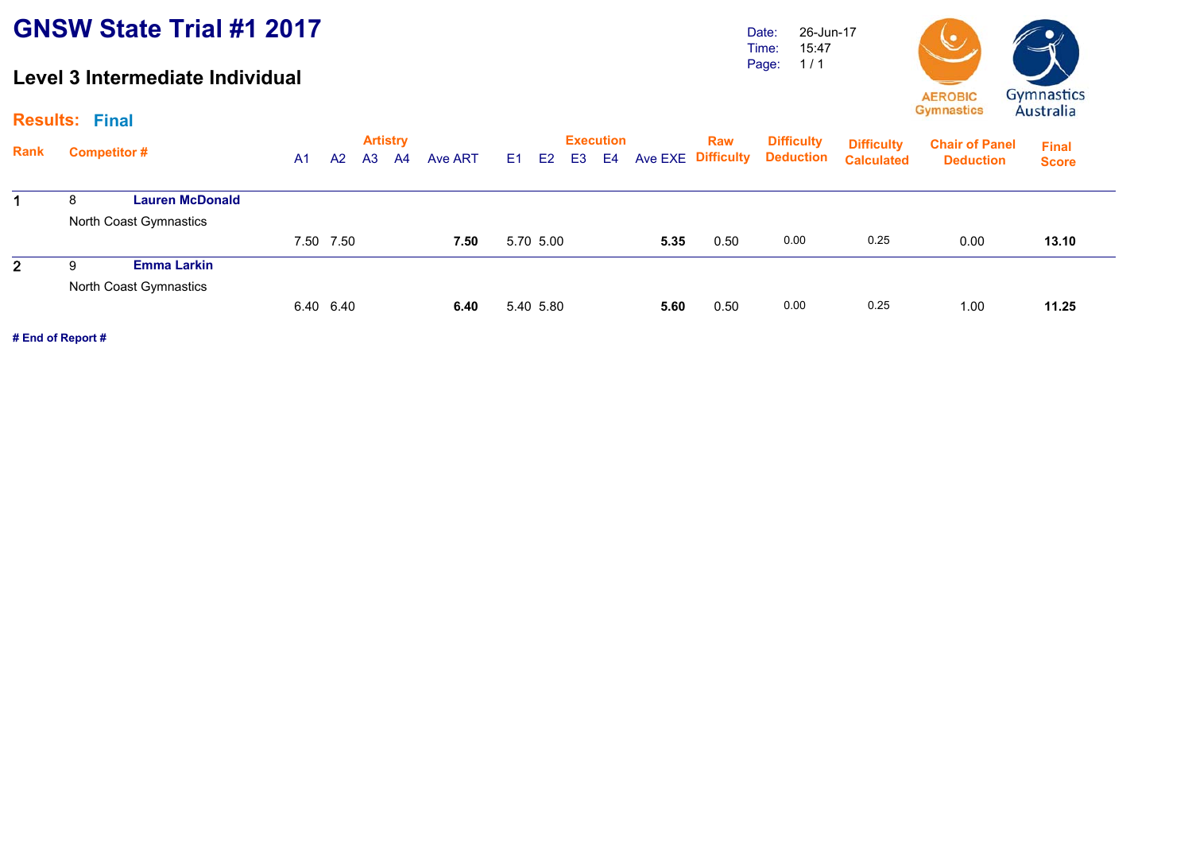# GNSW State Trial #1 2017

## Level 3 Intermediate Individual

Date: 26-Jun-17
Time: 15:47
Page: 1 / 1

AEROBIC Gymnastics

Gymnastics Australia

**Results: Final**

| Rank | Competitor # | | Artistry A1 | A2 | A3 | A4 | Ave ART | Execution E1 | E2 | E3 | E4 | Ave EXE | Raw Difficulty | Difficulty Deduction | Difficulty Calculated | Chair of Panel Deduction | Final Score |
|---|---|---|---|---|---|---|---|---|---|---|---|---|---|---|---|---|---|
| 1 | 8 | **Lauren McDonald** North Coast Gymnastics | 7.50 | 7.50 | | | **7.50** | 5.70 | 5.00 | | | **5.35** | 0.50 | 0.00 | 0.25 | 0.00 | **13.10** |
| 2 | 9 | **Emma Larkin** North Coast Gymnastics | 6.40 | 6.40 | | | **6.40** | 5.40 | 5.80 | | | **5.60** | 0.50 | 0.00 | 0.25 | 1.00 | **11.25** |

**# End of Report #**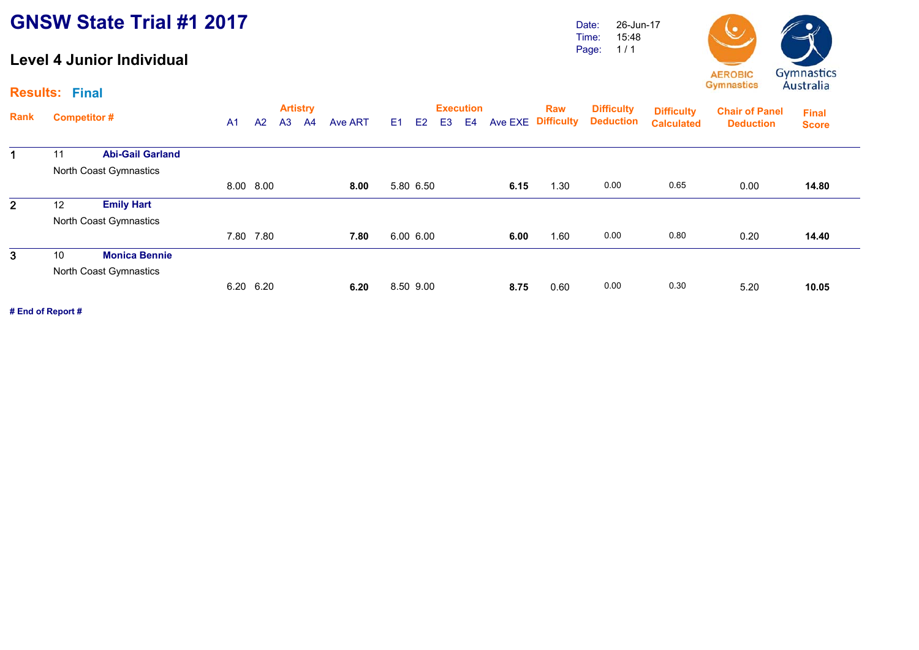# GNSW State Trial #1 2017

## Level 4 Junior Individual

Date: 26-Jun-17
Time: 15:48

**Results: Final**

| Rank | Competitor # | | Artistry A1 | A2 | A3 | A4 | Ave ART | Execution E1 | E2 | E3 | E4 | Ave EXE | Raw Difficulty | Difficulty Deduction | Difficulty Calculated | Chair of Panel Deduction | Final Score |
|---|---|---|---|---|---|---|---|---|---|---|---|---|---|---|---|---|---|
| 1 | 11 | **Abi-Gail Garland** North Coast Gymnastics | 8.00 | 8.00 | | | **8.00** | 5.80 | 6.50 | | | **6.15** | 1.30 | 0.00 | 0.65 | 0.00 | **14.80** |
| 2 | 12 | **Emily Hart** North Coast Gymnastics | 7.80 | 7.80 | | | **7.80** | 6.00 | 6.00 | | | **6.00** | 1.60 | 0.00 | 0.80 | 0.20 | **14.40** |
| 3 | 10 | **Monica Bennie** North Coast Gymnastics | 6.20 | 6.20 | | | **6.20** | 8.50 | 9.00 | | | **8.75** | 0.60 | 0.00 | 0.30 | 5.20 | **10.05** |

**# End of Report #**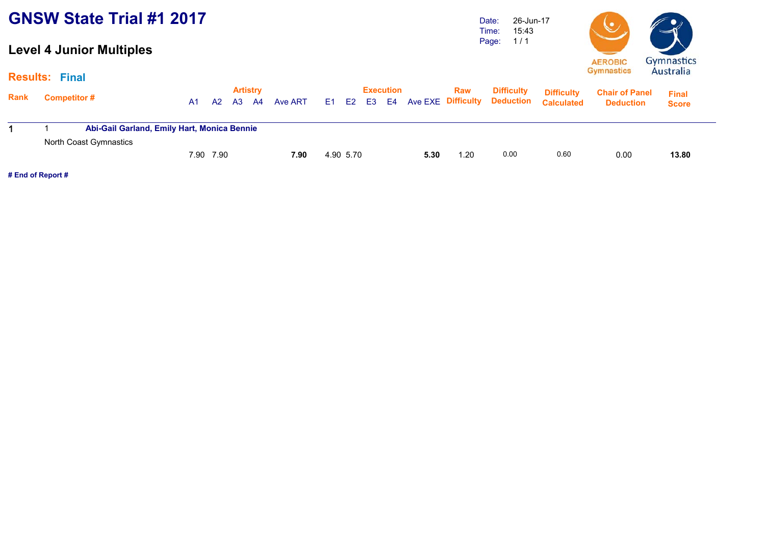# GNSW State Trial #1 2017

## Level 4 Junior Multiples

Date: 26-Jun-17
Time: 15:43
Page: 1 / 1

AEROBIC Gymnastics

Gymnastics Australia

**Results: Final**

| Rank | Competitor # | | Artistry | | | | | Execution | | | | | Raw | Difficulty | Difficulty | Chair of Panel | Final |
|---|---|---|---|---|---|---|---|---|---|---|---|---|---|---|---|---|---|
| | | | A1 | A2 | A3 | A4 | Ave ART | E1 | E2 | E3 | E4 | Ave EXE | Difficulty | Deduction | Calculated | Deduction | Score |
| **1** | 1 | **Abi-Gail Garland, Emily Hart, Monica Bennie** | | | | | | | | | | | | | | | |
| | North Coast Gymnastics | | | | | | | | | | | | | | | | |
| | | | 7.90 | 7.90 | | | **7.90** | 4.90 | 5.70 | | | **5.30** | 1.20 | 0.00 | 0.60 | 0.00 | **13.80** |

**# End of Report #**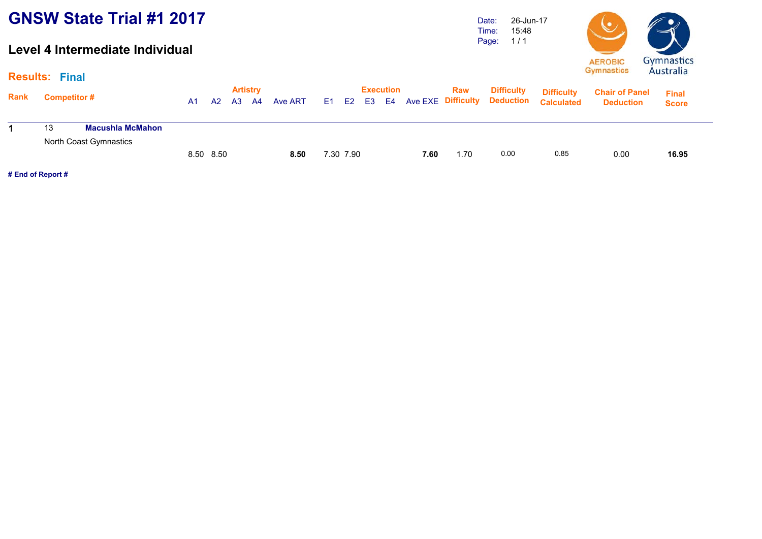# GNSW State Trial #1 2017

## Level 4 Intermediate Individual

Date: 26-Jun-17
Time: 15:48
Page: 1 / 1

**Results: Final**

| Rank | Competitor # | | A1 | A2 | A3 | A4 | Ave ART | E1 | E2 | E3 | E4 | Ave EXE | Raw Difficulty | Difficulty Deduction | Difficulty Calculated | Chair of Panel Deduction | Final Score |
|---|---|---|---|---|---|---|---|---|---|---|---|---|---|---|---|---|---|
| **1** | 13 | **Macushla McMahon** | | | | | | | | | | | | | | | |
| | North Coast Gymnastics | | | | | | | | | | | | | | | | |
| | | | 8.50 | 8.50 | | | **8.50** | 7.30 | 7.90 | | | **7.60** | 1.70 | 0.00 | 0.85 | 0.00 | **16.95** |

**# End of Report #**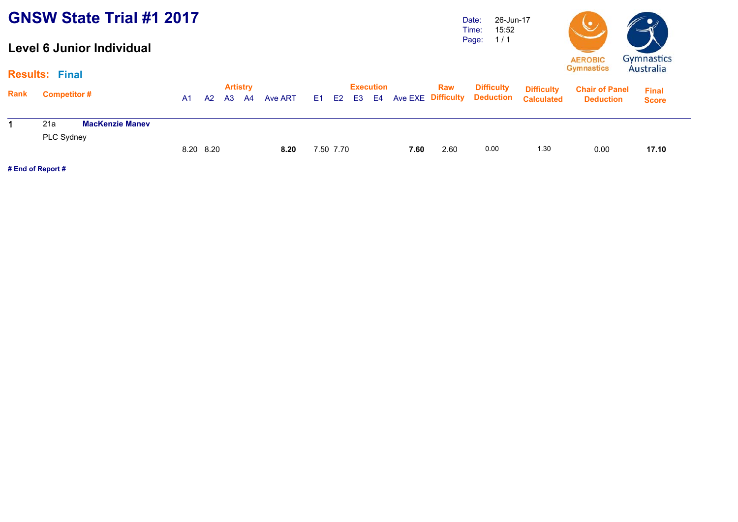# GNSW State Trial #1 2017

## Level 6 Junior Individual

Date: 26-Jun-17
Time: 15:52
Page: 1 / 1

AEROBIC Gymnastics
Gymnastics Australia

**Results: Final**

| Rank | Competitor # | | Artistry | | | | | Execution | | | | | Raw Difficulty | Difficulty Deduction | Difficulty Calculated | Chair of Panel Deduction | Final Score |
|---|---|---|---|---|---|---|---|---|---|---|---|---|---|---|---|---|---|
| | | | A1 | A2 | A3 | A4 | Ave ART | E1 | E2 | E3 | E4 | Ave EXE | | | | | |
| 1 | 21a | **MacKenzie Manev** | | | | | | | | | | | | | | | |
| | PLC Sydney | | 8.20 | 8.20 | | | **8.20** | 7.50 | 7.70 | | | **7.60** | 2.60 | 0.00 | 1.30 | 0.00 | **17.10** |

**# End of Report #**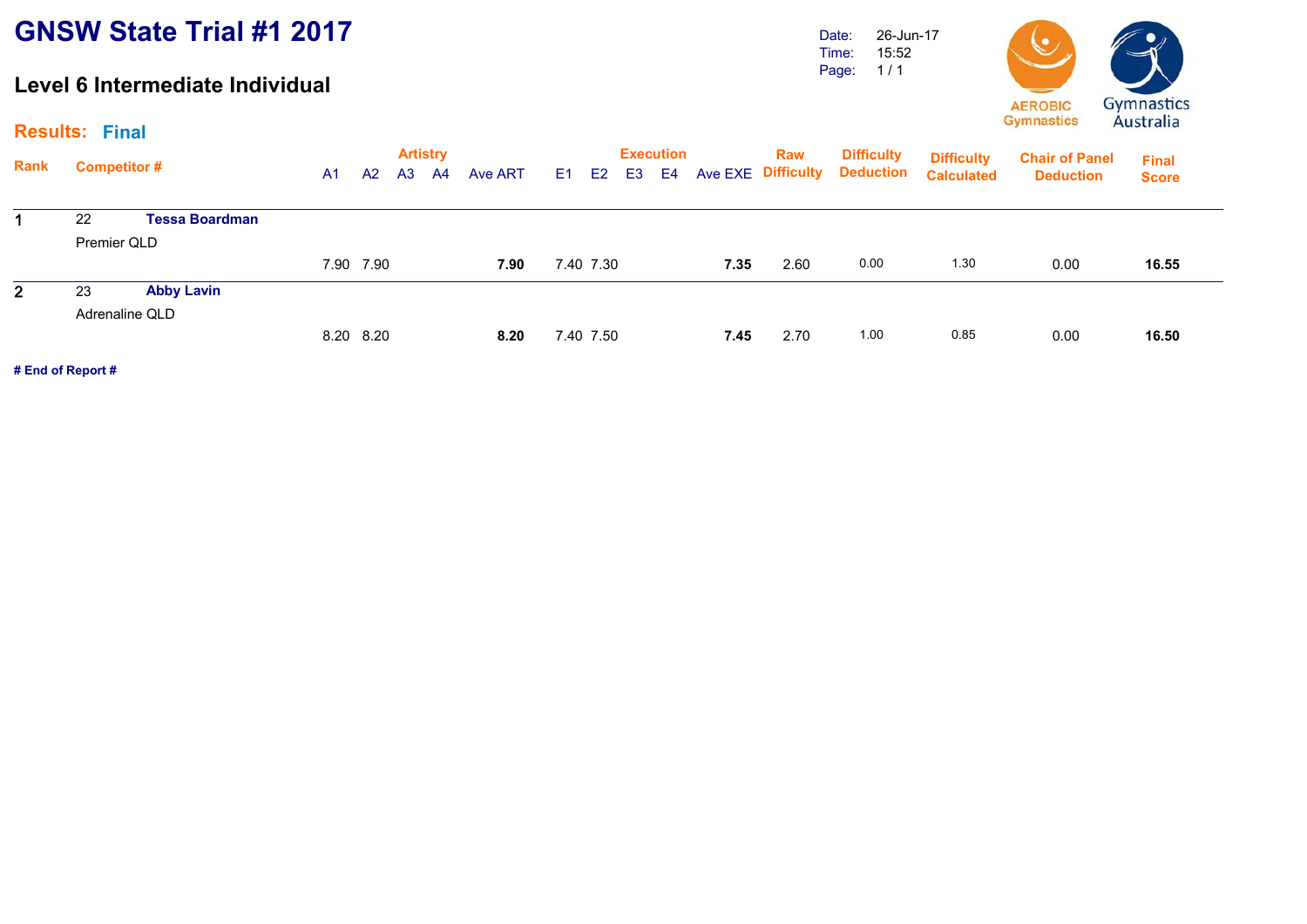# GNSW State Trial #1 2017

## Level 6 Intermediate Individual

Date: 26-Jun-17
Time: 15:52
Page: 1 / 1

AEROBIC Gymnastics
Gymnastics Australia

**Results: Final**

| Rank | Competitor # | | Artistry | | | | | Execution | | | | | Raw | Difficulty | Difficulty | Chair of Panel | Final |
|---|---|---|---|---|---|---|---|---|---|---|---|---|---|---|---|---|---|
| | | | A1 | A2 | A3 | A4 | Ave ART | E1 | E2 | E3 | E4 | Ave EXE | Difficulty | Deduction | Calculated | Deduction | Score |
| 1 | 22 | **Tessa Boardman** | | | | | | | | | | | | | | | |
| | Premier QLD | | 7.90 | 7.90 | | | **7.90** | 7.40 | 7.30 | | | **7.35** | 2.60 | 0.00 | 1.30 | 0.00 | **16.55** |
| 2 | 23 | **Abby Lavin** | | | | | | | | | | | | | | | |
| | Adrenaline QLD | | 8.20 | 8.20 | | | **8.20** | 7.40 | 7.50 | | | **7.45** | 2.70 | 1.00 | 0.85 | 0.00 | **16.50** |

**# End of Report #**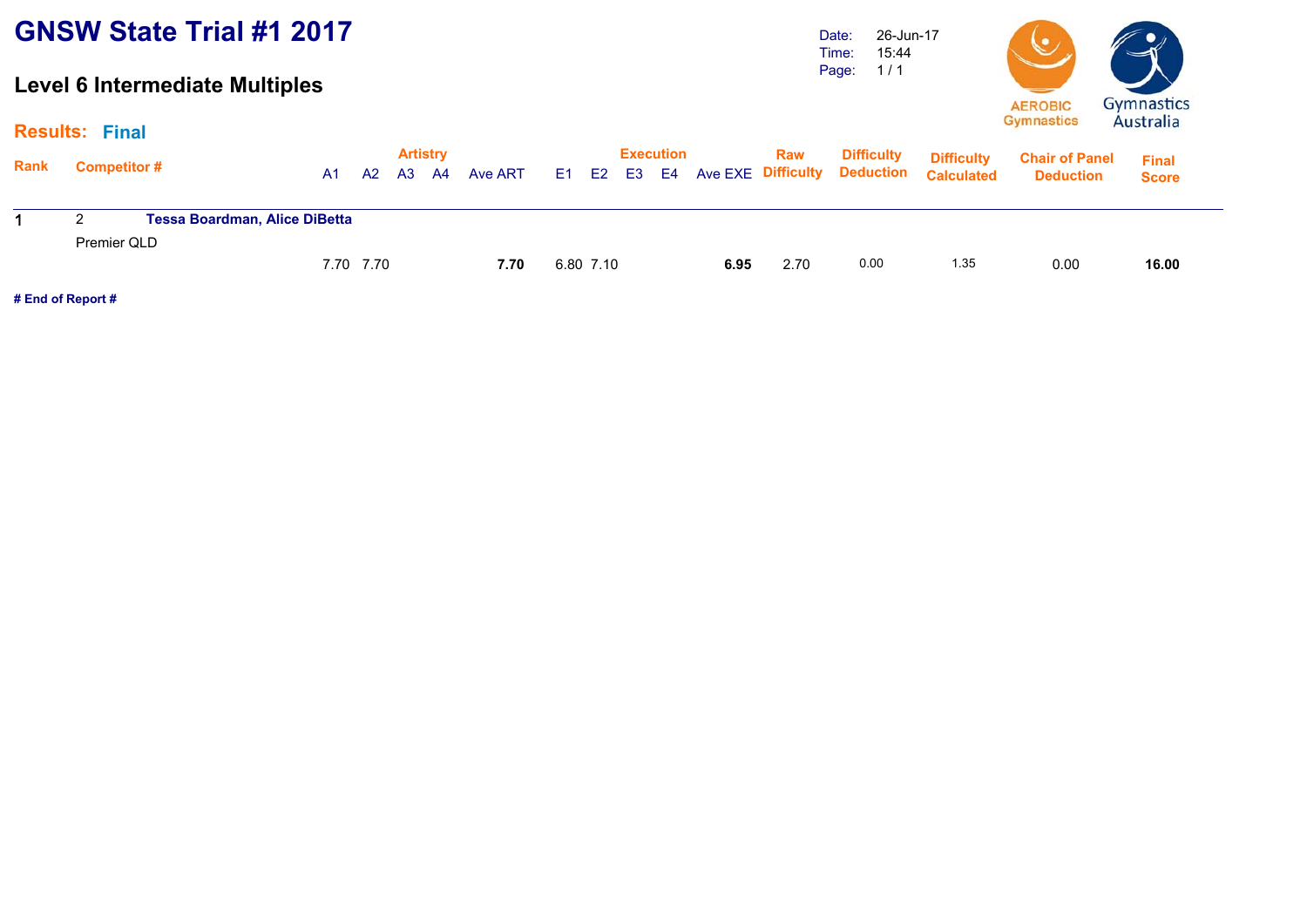# GNSW State Trial #1 2017

## Level 6 Intermediate Multiples

Date: 26-Jun-17
Time: 15:44

**Results: Final**

| Rank | Competitor # | | Artistry | | | | | Execution | | | | | Raw Difficulty | Difficulty Deduction | Difficulty Calculated | Chair of Panel Deduction | Final Score |
|---|---|---|---|---|---|---|---|---|---|---|---|---|---|---|---|---|---|
| | | | A1 | A2 | A3 | A4 | Ave ART | E1 | E2 | E3 | E4 | Ave EXE | | | | | |
| **1** | 2 | **Tessa Boardman, Alice DiBetta** Premier QLD | 7.70 | 7.70 | | | **7.70** | 6.80 | 7.10 | | | **6.95** | 2.70 | 0.00 | 1.35 | 0.00 | **16.00** |

**# End of Report #**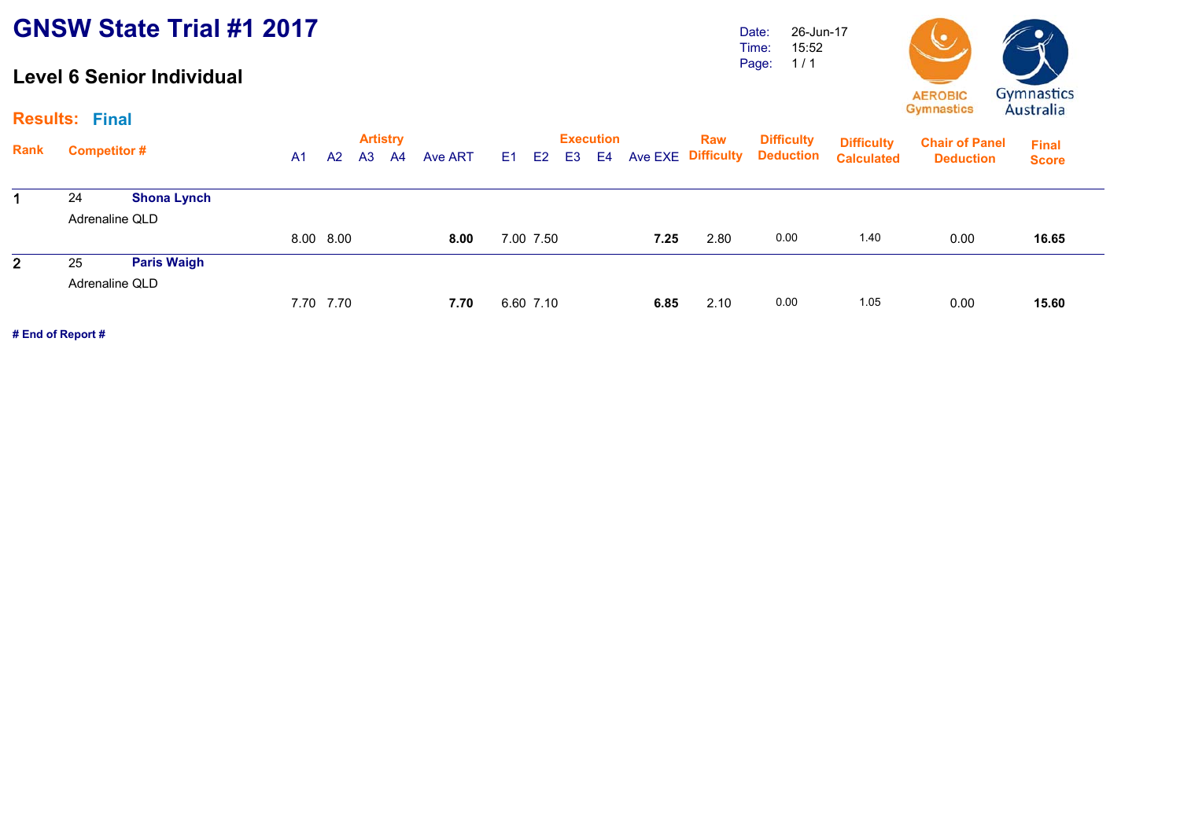# GNSW State Trial #1 2017

## Level 6 Senior Individual

Date: 26-Jun-17
Time: 15:52
Page: 1 / 1

AEROBIC Gymnastics | Gymnastics Australia

**Results: Final**

| Rank | Competitor # | | Artistry A1 | A2 | A3 | A4 | Ave ART | Execution E1 | E2 | E3 | E4 | Ave EXE | Raw Difficulty | Difficulty Deduction | Difficulty Calculated | Chair of Panel Deduction | Final Score |
|---|---|---|---|---|---|---|---|---|---|---|---|---|---|---|---|---|---|
| 1 | 24 | **Shona Lynch** Adrenaline QLD | 8.00 | 8.00 | | | **8.00** | 7.00 | 7.50 | | | **7.25** | 2.80 | 0.00 | 1.40 | 0.00 | **16.65** |
| 2 | 25 | **Paris Waigh** Adrenaline QLD | 7.70 | 7.70 | | | **7.70** | 6.60 | 7.10 | | | **6.85** | 2.10 | 0.00 | 1.05 | 0.00 | **15.60** |

**# End of Report #**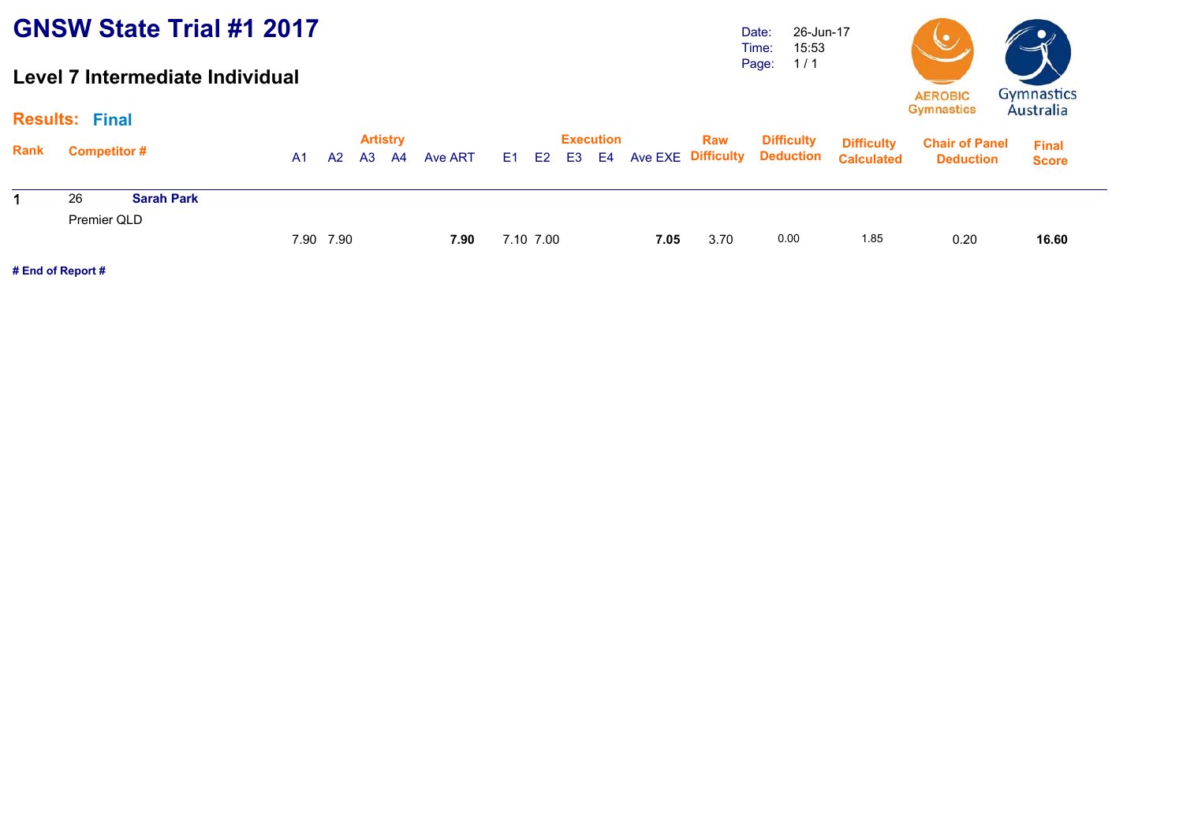# GNSW State Trial #1 2017

## Level 7 Intermediate Individual

Date: 26-Jun-17
Time: 15:53

**Results: Final**

| Rank | Competitor # | | Artistry | | | | | Execution | | | | | Raw Difficulty | Difficulty Deduction | Difficulty Calculated | Chair of Panel Deduction | Final Score |
|---|---|---|---|---|---|---|---|---|---|---|---|---|---|---|---|---|---|
| | | | A1 | A2 | A3 | A4 | Ave ART | E1 | E2 | E3 | E4 | Ave EXE | | | | | |
| 1 | 26 | **Sarah Park** | | | | | | | | | | | | | | | |
| | Premier QLD | | 7.90 | 7.90 | | | **7.90** | 7.10 | 7.00 | | | **7.05** | 3.70 | 0.00 | 1.85 | 0.20 | **16.60** |

**# End of Report #**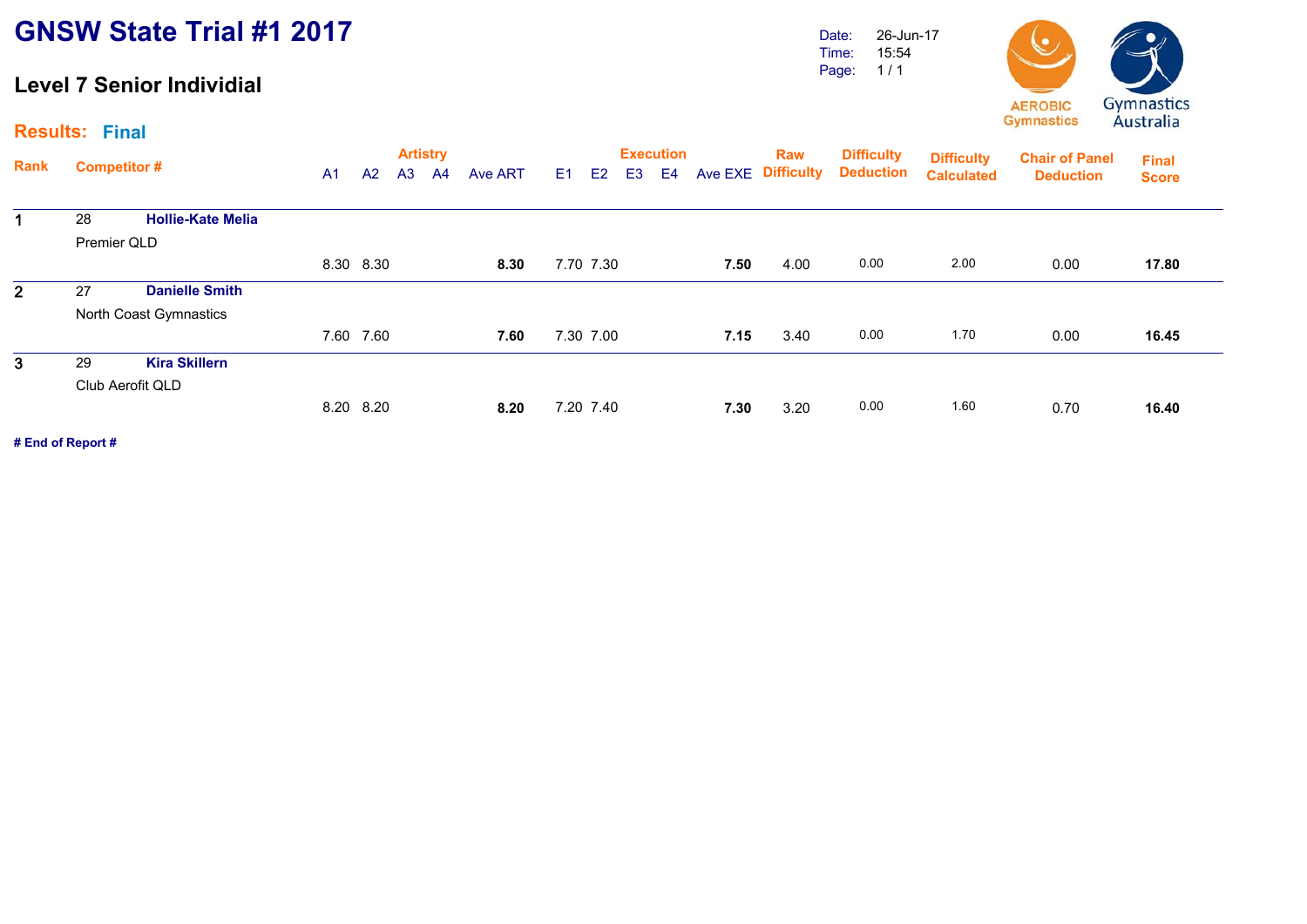# GNSW State Trial #1 2017

## Level 7 Senior Individial

Date: 26-Jun-17
Time: 15:54
Page: 1 / 1

**Results: Final**

| Rank | Competitor # | | A1 | A2 | A3 | A4 | Ave ART | E1 | E2 | E3 | E4 | Ave EXE | Raw Difficulty | Difficulty Deduction | Difficulty Calculated | Chair of Panel Deduction | Final Score |
|---|---|---|---|---|---|---|---|---|---|---|---|---|---|---|---|---|---|
| | | | Artistry | | | | | Execution | | | | | | | | | |
| 1 | 28 | **Hollie-Kate Melia** | | | | | | | | | | | | | | | |
| | Premier QLD | | 8.30 | 8.30 | | | **8.30** | 7.70 | 7.30 | | | **7.50** | 4.00 | 0.00 | 2.00 | 0.00 | **17.80** |
| 2 | 27 | **Danielle Smith** | | | | | | | | | | | | | | | |
| | North Coast Gymnastics | | 7.60 | 7.60 | | | **7.60** | 7.30 | 7.00 | | | **7.15** | 3.40 | 0.00 | 1.70 | 0.00 | **16.45** |
| 3 | 29 | **Kira Skillern** | | | | | | | | | | | | | | | |
| | Club Aerofit QLD | | 8.20 | 8.20 | | | **8.20** | 7.20 | 7.40 | | | **7.30** | 3.20 | 0.00 | 1.60 | 0.70 | **16.40** |

**# End of Report #**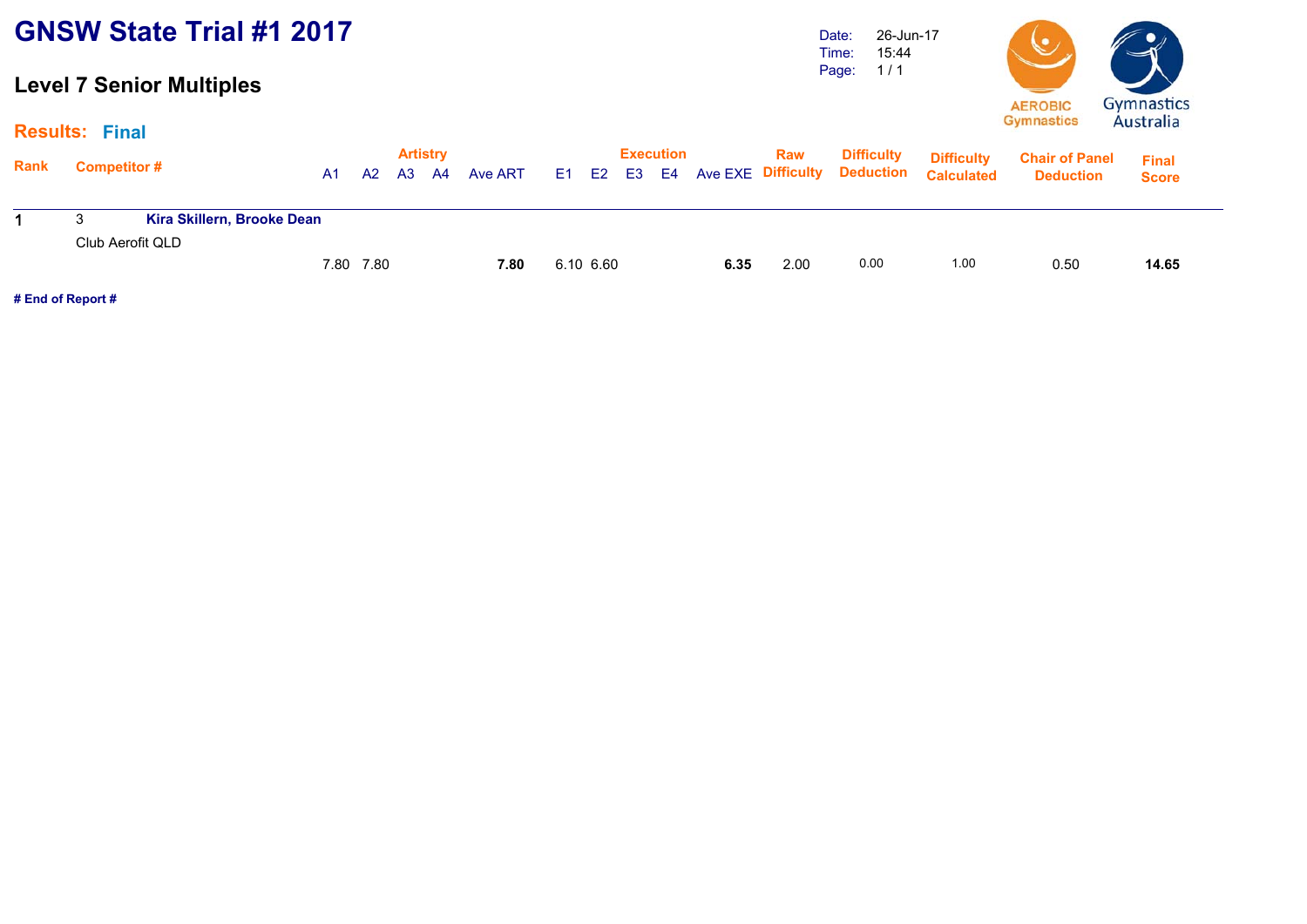# GNSW State Trial #1 2017

## Level 7 Senior Multiples

Date: 26-Jun-17
Time: 15:44
Page: 1 / 1

AEROBIC Gymnastics

Gymnastics Australia

**Results: Final**

| Rank | Competitor # | | A1 | A2 | A3 | A4 | Ave ART | E1 | E2 | E3 | E4 | Ave EXE | Raw Difficulty | Difficulty Deduction | Difficulty Calculated | Chair of Panel Deduction | Final Score |
|---|---|---|---|---|---|---|---|---|---|---|---|---|---|---|---|---|---|
| | | | Artistry | | | | | Execution | | | | | | | | | |
| **1** | 3 | **Kira Skillern, Brooke Dean** | | | | | | | | | | | | | | | |
| | Club Aerofit QLD | | | | | | | | | | | | | | | | |
| | | | 7.80 | 7.80 | | | **7.80** | 6.10 | 6.60 | | | **6.35** | 2.00 | 0.00 | 1.00 | 0.50 | **14.65** |

**# End of Report #**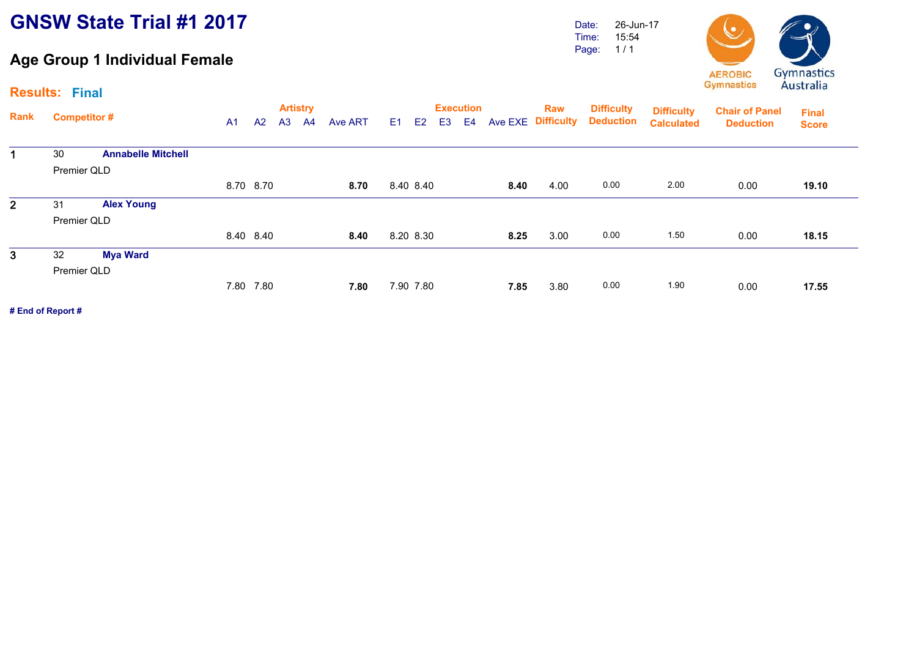# GNSW State Trial #1 2017

## Age Group 1 Individual Female

Date: 26-Jun-17
Time: 15:54

AEROBIC Gymnastics | Gymnastics Australia

**Results: Final**

| Rank | Competitor # | | A1 | A2 | A3 | A4 | Ave ART | E1 | E2 | E3 | E4 | Ave EXE | Raw Difficulty | Difficulty Deduction | Difficulty Calculated | Chair of Panel Deduction | Final Score |
|---|---|---|---|---|---|---|---|---|---|---|---|---|---|---|---|---|---|
| | | | Artistry | | | | | Execution | | | | | | | | | |
| 1 | 30 | **Annabelle Mitchell** | | | | | | | | | | | | | | | |
| | Premier QLD | | 8.70 | 8.70 | | | **8.70** | 8.40 | 8.40 | | | **8.40** | 4.00 | 0.00 | 2.00 | 0.00 | **19.10** |
| 2 | 31 | **Alex Young** | | | | | | | | | | | | | | | |
| | Premier QLD | | 8.40 | 8.40 | | | **8.40** | 8.20 | 8.30 | | | **8.25** | 3.00 | 0.00 | 1.50 | 0.00 | **18.15** |
| 3 | 32 | **Mya Ward** | | | | | | | | | | | | | | | |
| | Premier QLD | | 7.80 | 7.80 | | | **7.80** | 7.90 | 7.80 | | | **7.85** | 3.80 | 0.00 | 1.90 | 0.00 | **17.55** |

**# End of Report #**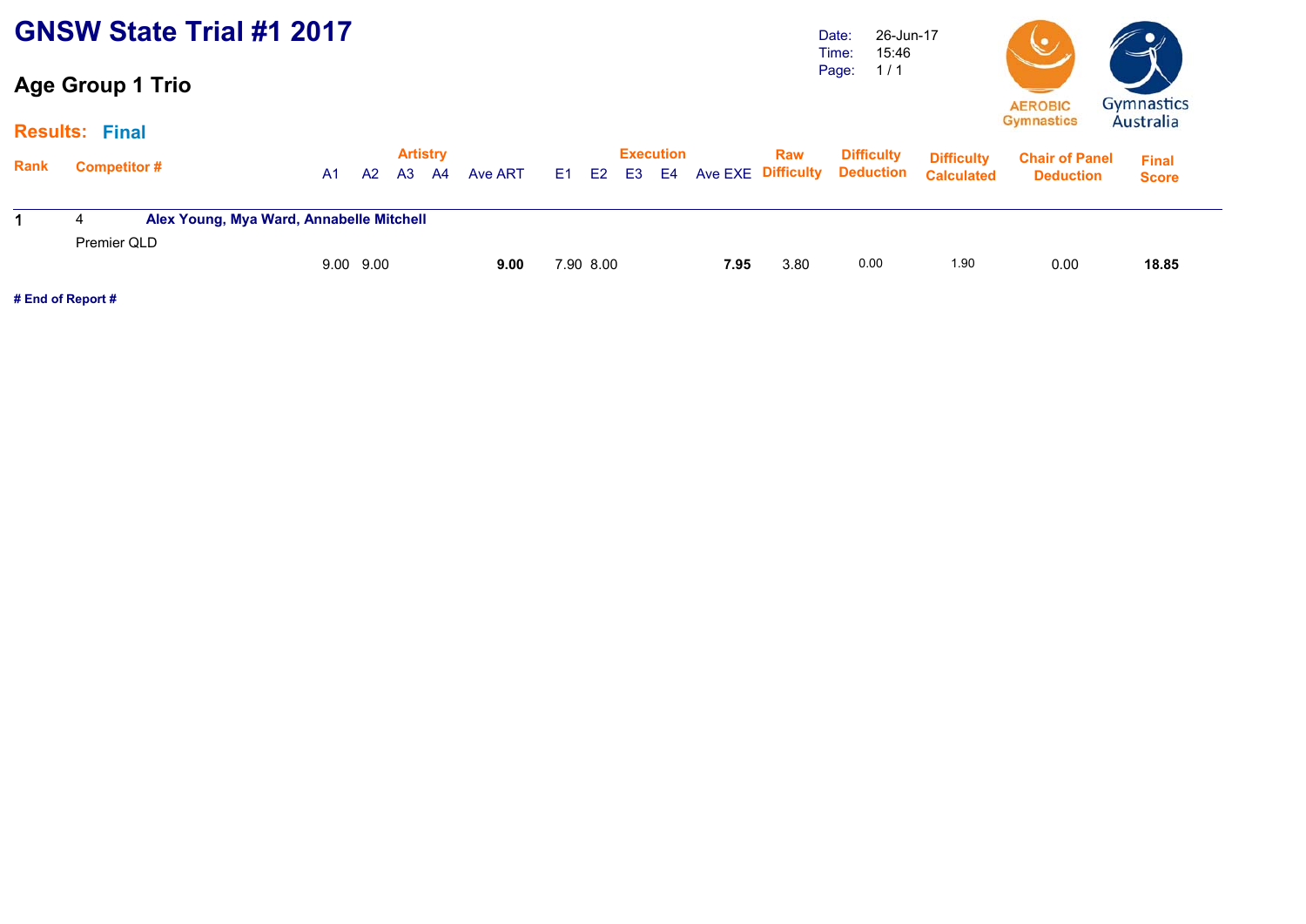# GNSW State Trial #1 2017

## Age Group 1 Trio

Date: 26-Jun-17
Time: 15:46
Page: 1 / 1

AEROBIC Gymnastics
Gymnastics Australia

**Results: Final**

| Rank | Competitor # | | Artistry A1 | A2 | A3 | A4 | Ave ART | Execution E1 | E2 | E3 | E4 | Ave EXE | Raw Difficulty | Difficulty Deduction | Difficulty Calculated | Chair of Panel Deduction | Final Score |
|---|---|---|---|---|---|---|---|---|---|---|---|---|---|---|---|---|---|
| **1** | 4 | **Alex Young, Mya Ward, Annabelle Mitchell** | | | | | | | | | | | | | | | |
| | Premier QLD | | | | | | | | | | | | | | | | |
| | | | 9.00 | 9.00 | | | **9.00** | 7.90 | 8.00 | | | **7.95** | 3.80 | 0.00 | 1.90 | 0.00 | **18.85** |

**# End of Report #**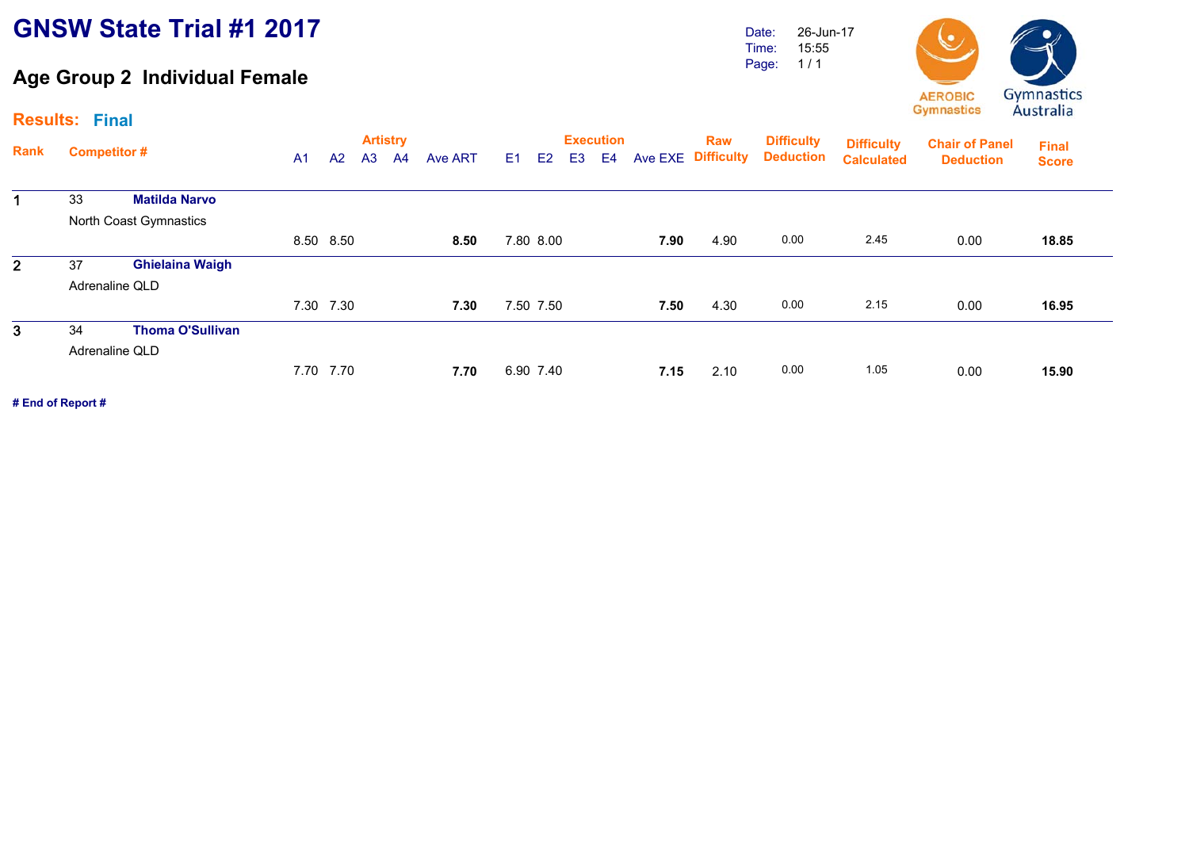# GNSW State Trial #1 2017

## Age Group 2 Individual Female

Date: 26-Jun-17
Time: 15:55

AEROBIC Gymnastics

Gymnastics Australia

**Results: Final**

| Rank | Competitor # | | A1 | A2 | A3 | A4 | Ave ART | E1 | E2 | E3 | E4 | Ave EXE | Raw Difficulty | Difficulty Deduction | Difficulty Calculated | Chair of Panel Deduction | Final Score |
|---|---|---|---|---|---|---|---|---|---|---|---|---|---|---|---|---|---|
| | | | | | Artistry | | | | | Execution | | | | | | | |
| 1 | 33 | **Matilda Narvo** | | | | | | | | | | | | | | | |
| | North Coast Gymnastics | | | | | | | | | | | | | | | | |
| | | | 8.50 | 8.50 | | | **8.50** | 7.80 | 8.00 | | | **7.90** | 4.90 | 0.00 | 2.45 | 0.00 | **18.85** |
| 2 | 37 | **Ghielaina Waigh** | | | | | | | | | | | | | | | |
| | Adrenaline QLD | | | | | | | | | | | | | | | | |
| | | | 7.30 | 7.30 | | | **7.30** | 7.50 | 7.50 | | | **7.50** | 4.30 | 0.00 | 2.15 | 0.00 | **16.95** |
| 3 | 34 | **Thoma O'Sullivan** | | | | | | | | | | | | | | | |
| | Adrenaline QLD | | | | | | | | | | | | | | | | |
| | | | 7.70 | 7.70 | | | **7.70** | 6.90 | 7.40 | | | **7.15** | 2.10 | 0.00 | 1.05 | 0.00 | **15.90** |

**# End of Report #**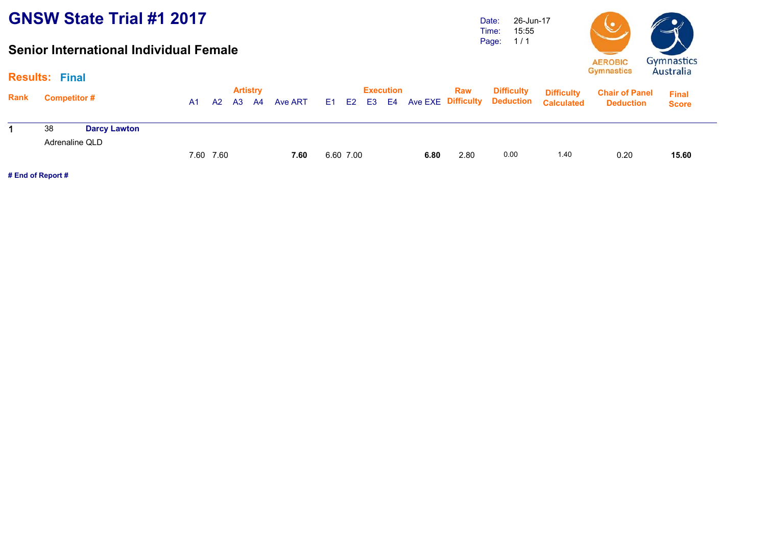# GNSW State Trial #1 2017

## Senior International Individual Female

Date: 26-Jun-17
Time: 15:55
Page: 1 / 1

AEROBIC Gymnastics
Gymnastics Australia

**Results: Final**

| Rank | Competitor # | | Artistry A1 | A2 | A3 | A4 | Ave ART | Execution E1 | E2 | E3 | E4 | Ave EXE | Raw Difficulty | Difficulty Deduction | Difficulty Calculated | Chair of Panel Deduction | Final Score |
|---|---|---|---|---|---|---|---|---|---|---|---|---|---|---|---|---|---|
| **1** | 38 | **Darcy Lawton** | | | | | | | | | | | | | | | |
| | Adrenaline QLD | | | | | | | | | | | | | | | | |
| | | | 7.60 | 7.60 | | | **7.60** | 6.60 | 7.00 | | | **6.80** | 2.80 | 0.00 | 1.40 | 0.20 | **15.60** |

**# End of Report #**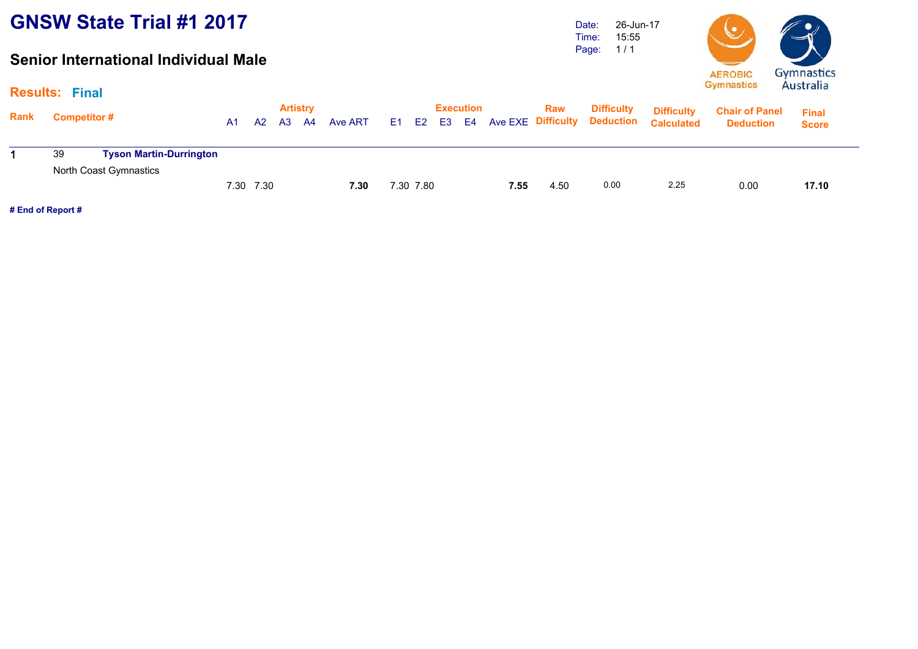# GNSW State Trial #1 2017

## Senior International Individual Male

Date: 26-Jun-17
Time: 15:55
Page: 1 / 1

AEROBIC Gymnastics

Gymnastics Australia

**Results: Final**

| Rank | Competitor # | | Artistry | | | | | Execution | | | | | Raw | Difficulty | Difficulty | Chair of Panel | Final |
|---|---|---|---|---|---|---|---|---|---|---|---|---|---|---|---|---|---|
| | | | A1 | A2 | A3 | A4 | Ave ART | E1 | E2 | E3 | E4 | Ave EXE | Difficulty | Deduction | Calculated | Deduction | Score |
| **1** | 39 | **Tyson Martin-Durrington** | | | | | | | | | | | | | | | |
| | North Coast Gymnastics | | 7.30 | 7.30 | | | **7.30** | 7.30 | 7.80 | | | **7.55** | 4.50 | 0.00 | 2.25 | 0.00 | **17.10** |

**# End of Report #**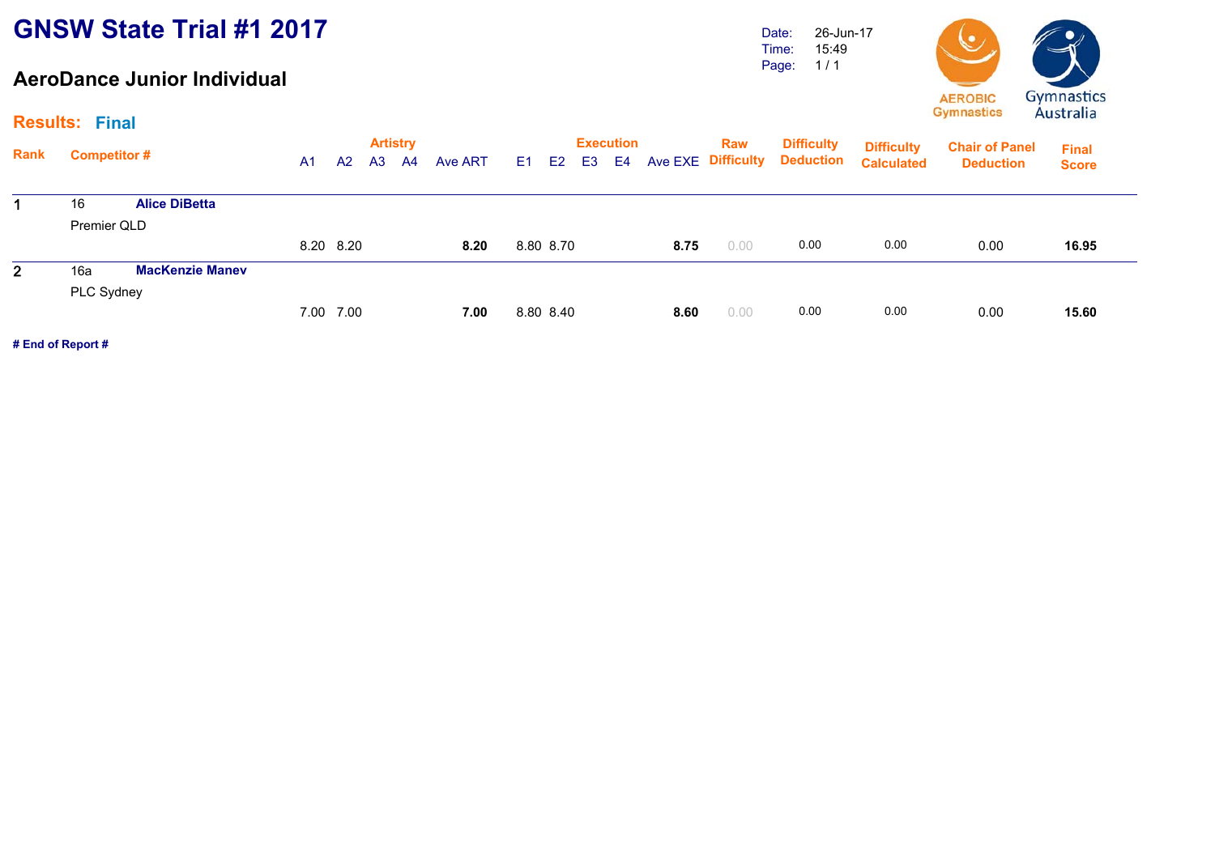# GNSW State Trial #1 2017

## AeroDance Junior Individual

Date: 26-Jun-17
Time: 15:49
Page: 1 / 1

AEROBIC Gymnastics

Gymnastics Australia

**Results: Final**

| Rank | Competitor # | | Artistry | | | | | Execution | | | | | Raw Difficulty | Difficulty Deduction | Difficulty Calculated | Chair of Panel Deduction | Final Score |
|---|---|---|---|---|---|---|---|---|---|---|---|---|---|---|---|---|---|
| | | | A1 | A2 | A3 | A4 | Ave ART | E1 | E2 | E3 | E4 | Ave EXE | | | | | |
| 1 | 16 | **Alice DiBetta** | | | | | | | | | | | | | | | |
| | Premier QLD | | 8.20 | 8.20 | | | **8.20** | 8.80 | 8.70 | | | **8.75** | 0.00 | 0.00 | 0.00 | 0.00 | **16.95** |
| 2 | 16a | **MacKenzie Manev** | | | | | | | | | | | | | | | |
| | PLC Sydney | | 7.00 | 7.00 | | | **7.00** | 8.80 | 8.40 | | | **8.60** | 0.00 | 0.00 | 0.00 | 0.00 | **15.60** |

**# End of Report #**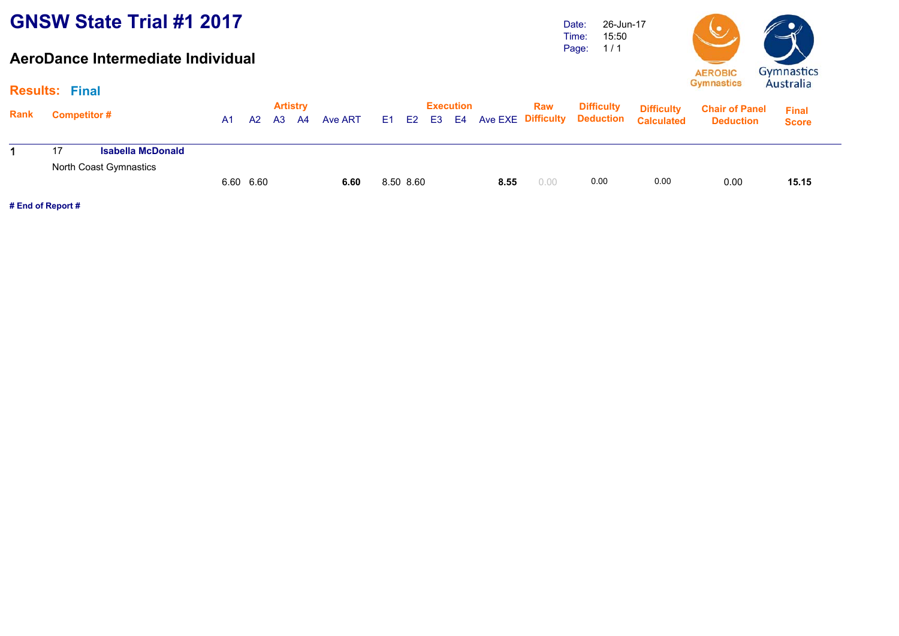# GNSW State Trial #1 2017

## AeroDance Intermediate Individual

Date: 26-Jun-17
Time: 15:50

**Results: Final**

| Rank | Competitor # | | A1 | A2 | A3 | A4 | Ave ART | E1 | E2 | E3 | E4 | Ave EXE | Raw Difficulty | Difficulty Deduction | Difficulty Calculated | Chair of Panel Deduction | Final Score |
|---|---|---|---|---|---|---|---|---|---|---|---|---|---|---|---|---|---|
| | | | Artistry | | | | | Execution | | | | | | | | | |
| **1** | 17 | **Isabella McDonald** | | | | | | | | | | | | | | | |
| | North Coast Gymnastics | | 6.60 | 6.60 | | | **6.60** | 8.50 | 8.60 | | | **8.55** | 0.00 | 0.00 | 0.00 | 0.00 | **15.15** |

**# End of Report #**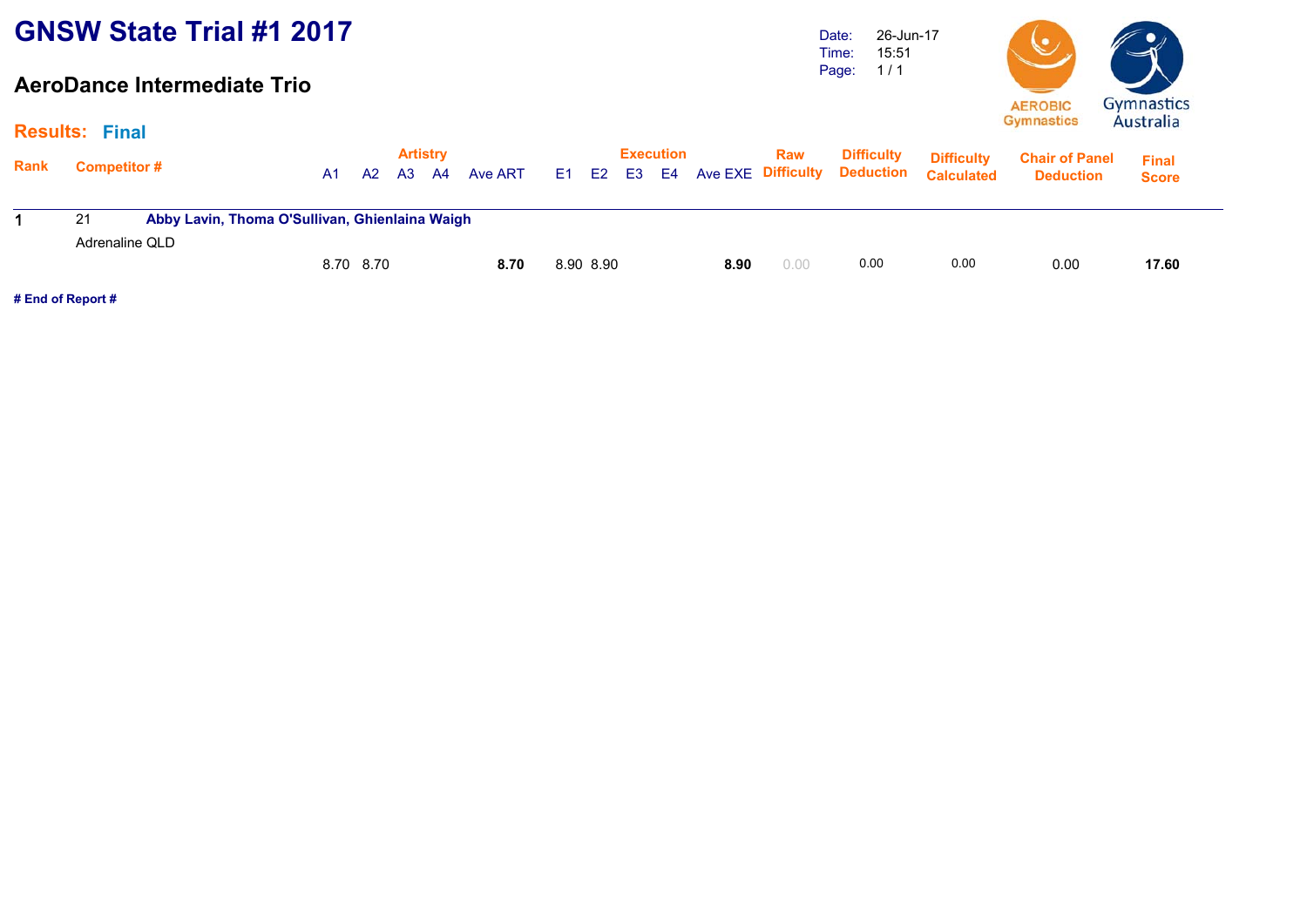# GNSW State Trial #1 2017

## AeroDance Intermediate Trio

Date: 26-Jun-17
Time: 15:51
Page: 1 / 1

AEROBIC Gymnastics
Gymnastics Australia

**Results: Final**

| Rank | Competitor # | | Artistry | | | | | Execution | | | | | Raw | Difficulty | Difficulty | Chair of Panel | Final |
|---|---|---|---|---|---|---|---|---|---|---|---|---|---|---|---|---|---|
| | | | A1 | A2 | A3 | A4 | Ave ART | E1 | E2 | E3 | E4 | Ave EXE | Difficulty | Deduction | Calculated | Deduction | Score |
| **1** | 21 | **Abby Lavin, Thoma O'Sullivan, Ghienlaina Waigh** | | | | | | | | | | | | | | | |
| | Adrenaline QLD | | 8.70 | 8.70 | | | **8.70** | 8.90 | 8.90 | | | **8.90** | 0.00 | 0.00 | 0.00 | 0.00 | **17.60** |

**# End of Report #**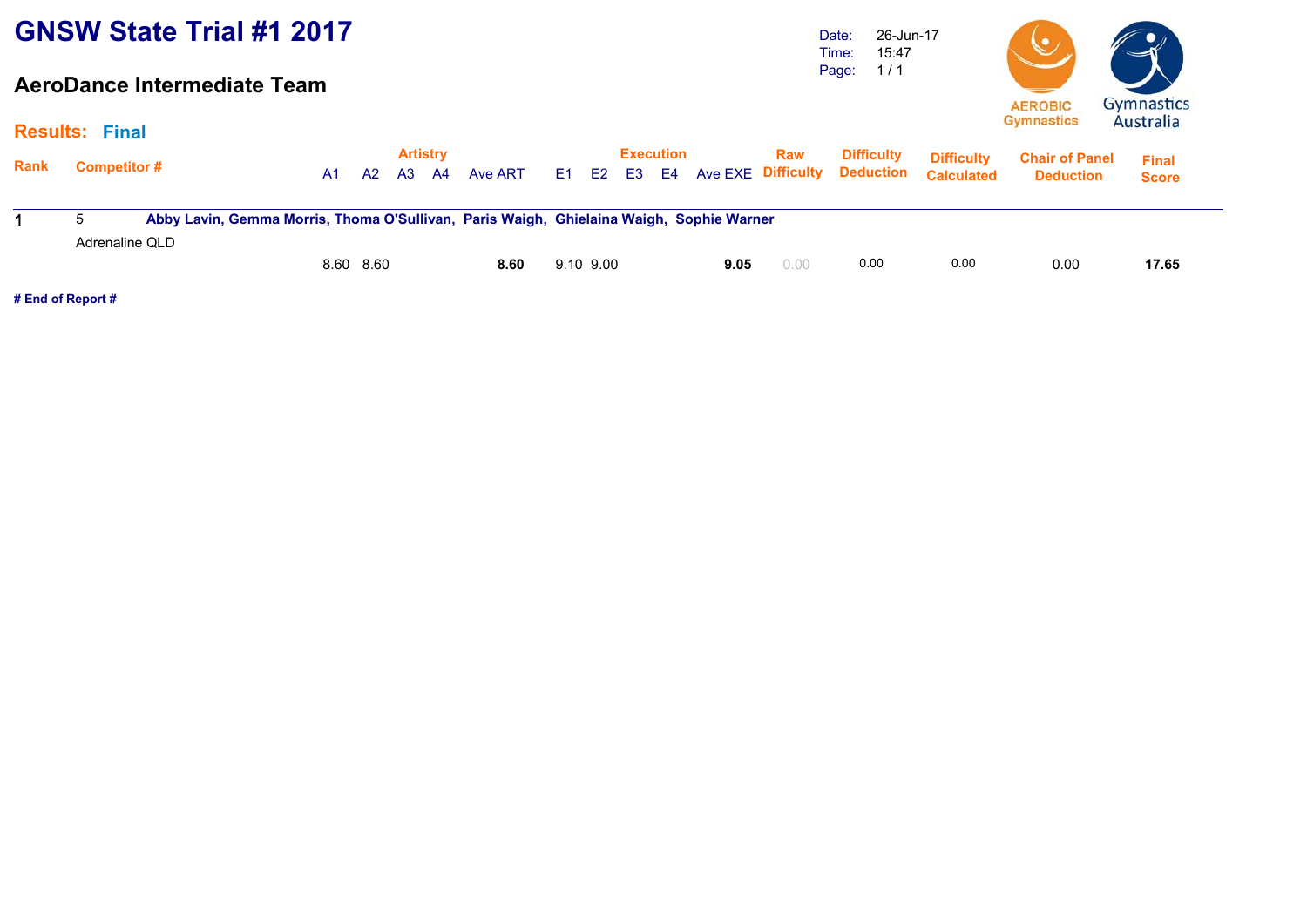# GNSW State Trial #1 2017

## AeroDance Intermediate Team

Date: 26-Jun-17
Time: 15:47

AEROBIC Gymnastics

Gymnastics Australia

**Results: Final**

| Rank | Competitor # | A1 | A2 | A3 | A4 | Ave ART | E1 | E2 | E3 | E4 | Ave EXE | Raw Difficulty | Difficulty Deduction | Difficulty Calculated | Chair of Panel Deduction | Final Score |
|---|---|---|---|---|---|---|---|---|---|---|---|---|---|---|---|---|
| **1** | 5 **Abby Lavin, Gemma Morris, Thoma O'Sullivan, Paris Waigh, Ghielaina Waigh, Sophie Warner** Adrenaline QLD | 8.60 | 8.60 | | | **8.60** | 9.10 | 9.00 | | | **9.05** | 0.00 | 0.00 | 0.00 | 0.00 | **17.65** |

**# End of Report #**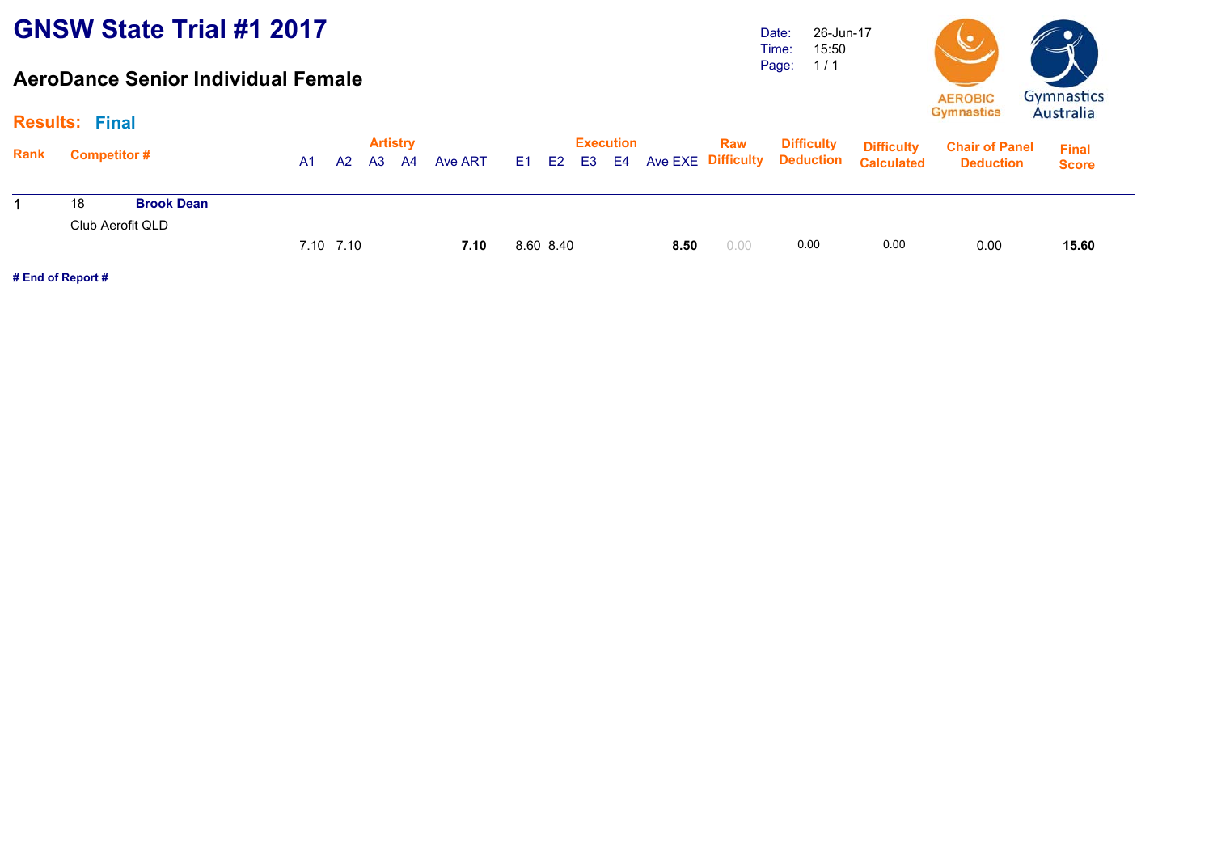# GNSW State Trial #1 2017

## AeroDance Senior Individual Female

Date: 26-Jun-17
Time: 15:50
Page: 1 / 1

**Results: Final**

| Rank | Competitor # | | Artistry | | | | | Execution | | | | | Raw Difficulty | Difficulty Deduction | Difficulty Calculated | Chair of Panel Deduction | Final Score |
|---|---|---|---|---|---|---|---|---|---|---|---|---|---|---|---|---|---|
| | | | A1 | A2 | A3 | A4 | Ave ART | E1 | E2 | E3 | E4 | Ave EXE | | | | | |
| 1 | 18 | **Brook Dean** | | | | | | | | | | | | | | | |
| | Club Aerofit QLD | | 7.10 | 7.10 | | | **7.10** | 8.60 | 8.40 | | | **8.50** | 0.00 | 0.00 | 0.00 | 0.00 | **15.60** |

**# End of Report #**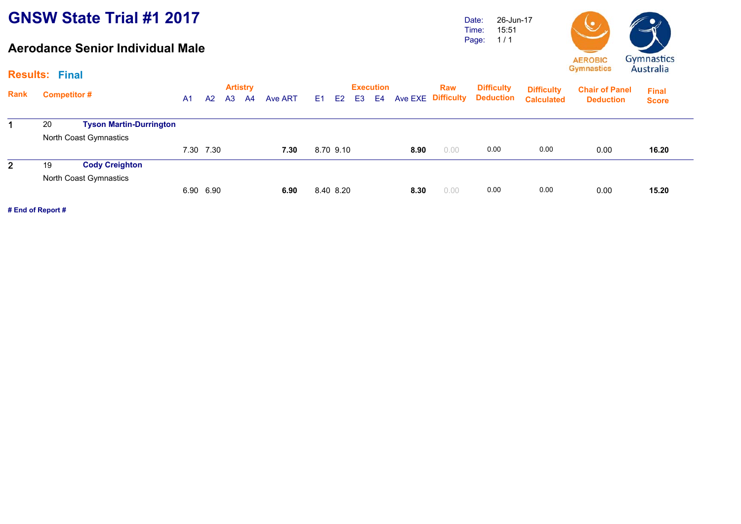# GNSW State Trial #1 2017

## Aerodance Senior Individual Male

Date: 26-Jun-17
Time: 15:51

AEROBIC Gymnastics

Gymnastics Australia

**Results: Final**

| Rank | Competitor # | | Artistry | | | | | Execution | | | | | Raw Difficulty | Difficulty Deduction | Difficulty Calculated | Chair of Panel Deduction | Final Score |
|---|---|---|---|---|---|---|---|---|---|---|---|---|---|---|---|---|---|
| | | | A1 | A2 | A3 | A4 | Ave ART | E1 | E2 | E3 | E4 | Ave EXE | | | | | |
| 1 | 20 | **Tyson Martin-Durrington**<br>North Coast Gymnastics | 7.30 | 7.30 | | | **7.30** | 8.70 | 9.10 | | | **8.90** | 0.00 | 0.00 | 0.00 | 0.00 | **16.20** |
| 2 | 19 | **Cody Creighton**<br>North Coast Gymnastics | 6.90 | 6.90 | | | **6.90** | 8.40 | 8.20 | | | **8.30** | 0.00 | 0.00 | 0.00 | 0.00 | **15.20** |

**# End of Report #**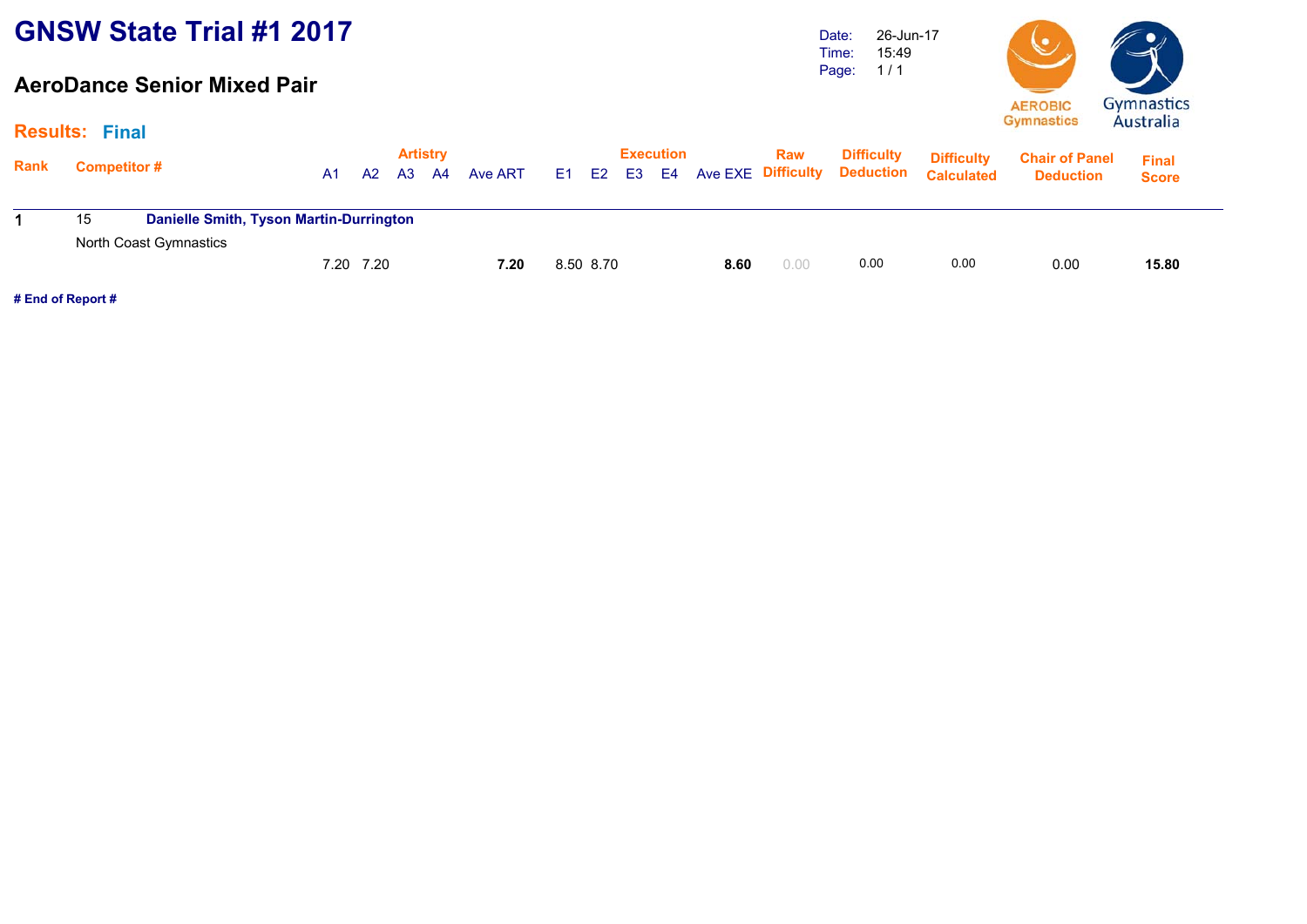# GNSW State Trial #1 2017

## AeroDance Senior Mixed Pair

Date: 26-Jun-17
Time: 15:49

**Results: Final**

| Rank | Competitor # | | Artistry A1 | A2 | A3 | A4 | Ave ART | Execution E1 | E2 | E3 | E4 | Ave EXE | Raw Difficulty | Difficulty Deduction | Difficulty Calculated | Chair of Panel Deduction | Final Score |
|---|---|---|---|---|---|---|---|---|---|---|---|---|---|---|---|---|---|
| 1 | 15 | **Danielle Smith, Tyson Martin-Durrington** | | | | | | | | | | | | | | | |
| | North Coast Gymnastics | | 7.20 | 7.20 | | | **7.20** | 8.50 | 8.70 | | | **8.60** | 0.00 | 0.00 | 0.00 | 0.00 | **15.80** |

**# End of Report #**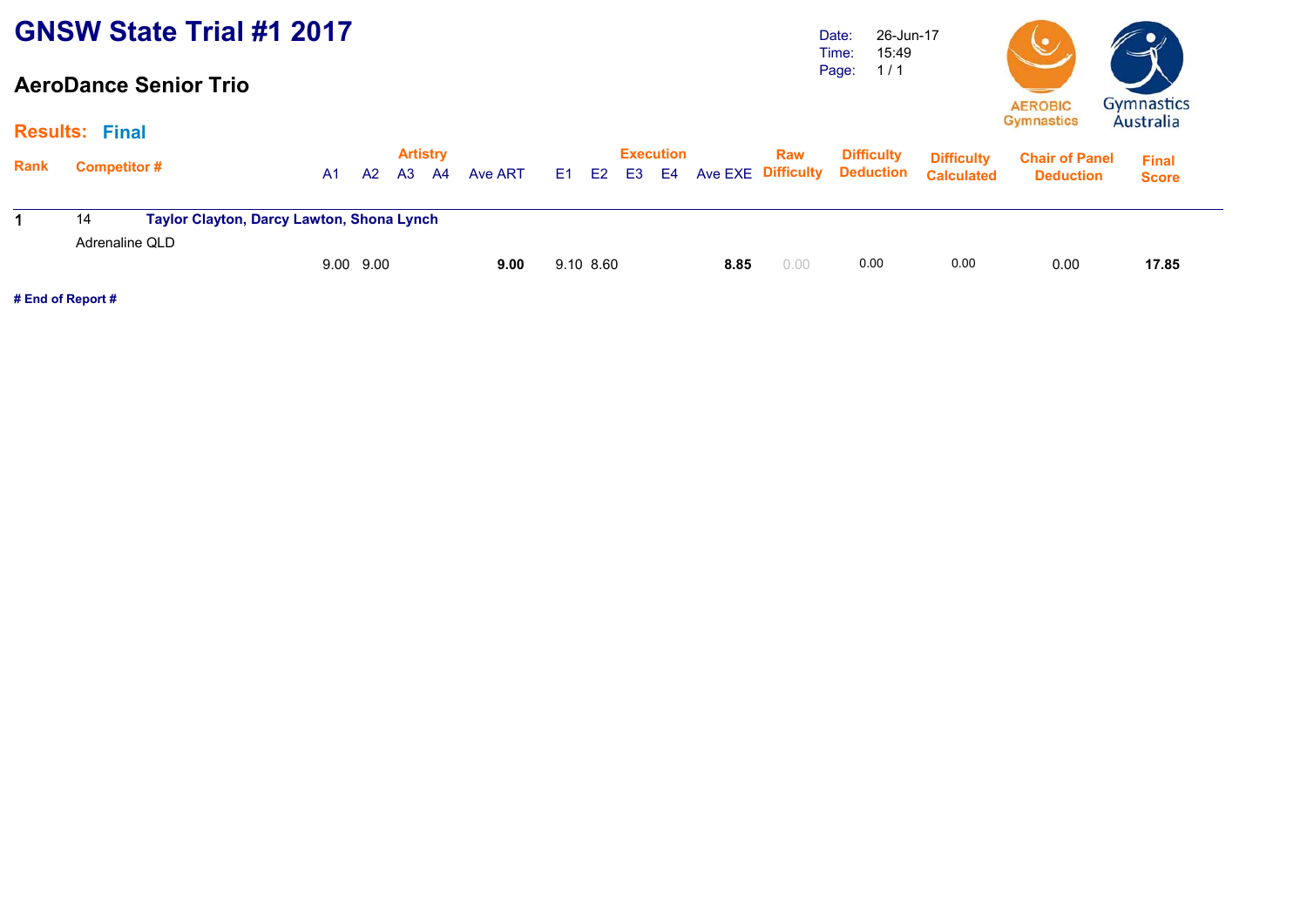# GNSW State Trial #1 2017

## AeroDance Senior Trio

Date: 26-Jun-17
Time: 15:49

### Results: Final

| Rank | Competitor # | | Artistry A1 | A2 | A3 | A4 | Ave ART | Execution E1 | E2 | E3 | E4 | Ave EXE | Raw Difficulty | Difficulty Deduction | Difficulty Calculated | Chair of Panel Deduction | Final Score |
|---|---|---|---|---|---|---|---|---|---|---|---|---|---|---|---|---|---|
| 1 | 14 | **Taylor Clayton, Darcy Lawton, Shona Lynch** | | | | | | | | | | | | | | | |
| | Adrenaline QLD | | 9.00 | 9.00 | | | **9.00** | 9.10 | 8.60 | | | **8.85** | 0.00 | 0.00 | 0.00 | 0.00 | **17.85** |

**# End of Report #**